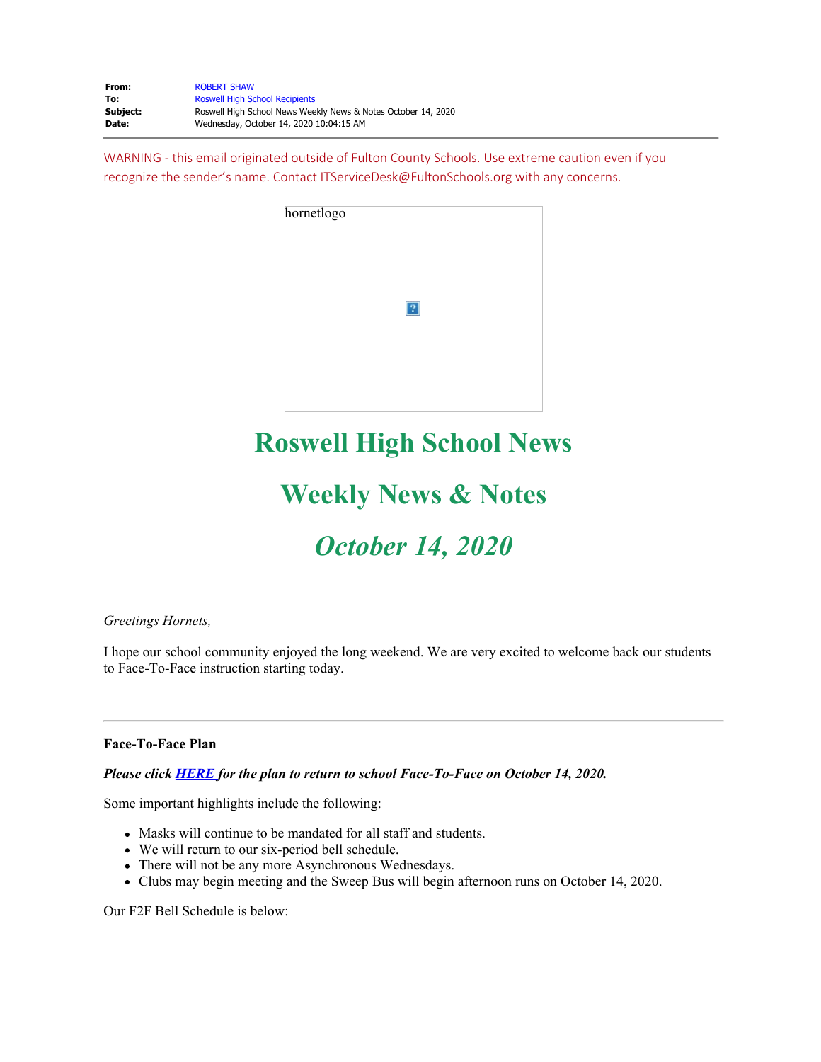| | |
|---|---|
| **From:** | ROBERT SHAW |
| **To:** | Roswell High School Recipients |
| **Subject:** | Roswell High School News Weekly News & Notes October 14, 2020 |
| **Date:** | Wednesday, October 14, 2020 10:04:15 AM |

WARNING - this email originated outside of Fulton County Schools. Use extreme caution even if you recognize the sender's name. Contact ITServiceDesk@FultonSchools.org with any concerns.

hornetlogo

# Roswell High School News

# Weekly News & Notes

# *October 14, 2020*

*Greetings Hornets,*

I hope our school community enjoyed the long weekend. We are very excited to welcome back our students to Face-To-Face instruction starting today.

---

**Face-To-Face Plan**

***Please click HERE for the plan to return to school Face-To-Face on October 14, 2020.***

Some important highlights include the following:

- Masks will continue to be mandated for all staff and students.
- We will return to our six-period bell schedule.
- There will not be any more Asynchronous Wednesdays.
- Clubs may begin meeting and the Sweep Bus will begin afternoon runs on October 14, 2020.

Our F2F Bell Schedule is below: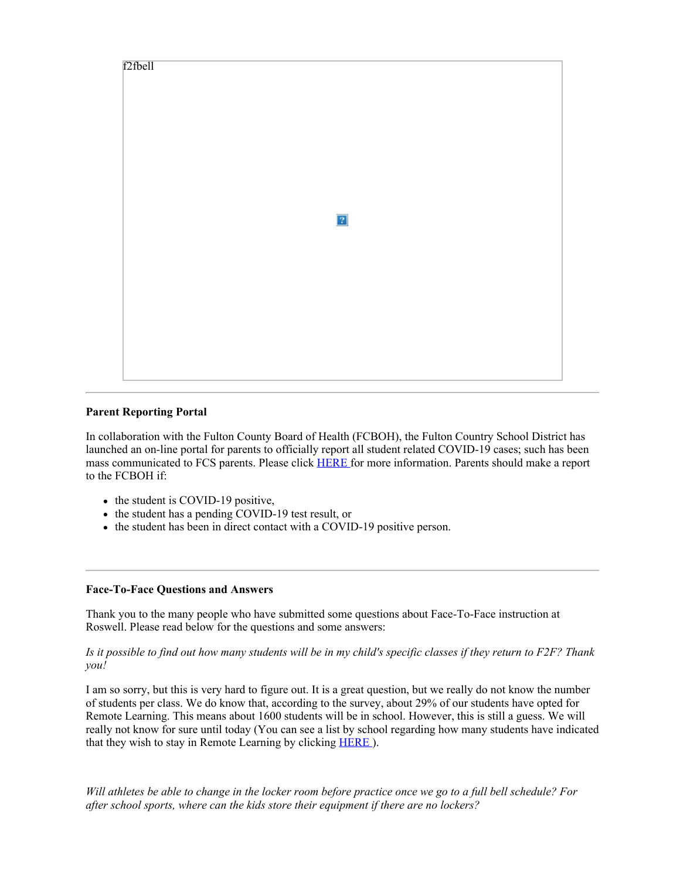f2fbell

---

**Parent Reporting Portal**

In collaboration with the Fulton County Board of Health (FCBOH), the Fulton Country School District has launched an on-line portal for parents to officially report all student related COVID-19 cases; such has been mass communicated to FCS parents. Please click [HERE ]() for more information. Parents should make a report to the FCBOH if:

- the student is COVID-19 positive,
- the student has a pending COVID-19 test result, or
- the student has been in direct contact with a COVID-19 positive person.

---

**Face-To-Face Questions and Answers**

Thank you to the many people who have submitted some questions about Face-To-Face instruction at Roswell. Please read below for the questions and some answers:

*Is it possible to find out how many students will be in my child's specific classes if they return to F2F? Thank you!*

I am so sorry, but this is very hard to figure out. It is a great question, but we really do not know the number of students per class. We do know that, according to the survey, about 29% of our students have opted for Remote Learning. This means about 1600 students will be in school. However, this is still a guess. We will really not know for sure until today (You can see a list by school regarding how many students have indicated that they wish to stay in Remote Learning by clicking [HERE ]()).

*Will athletes be able to change in the locker room before practice once we go to a full bell schedule? For after school sports, where can the kids store their equipment if there are no lockers?*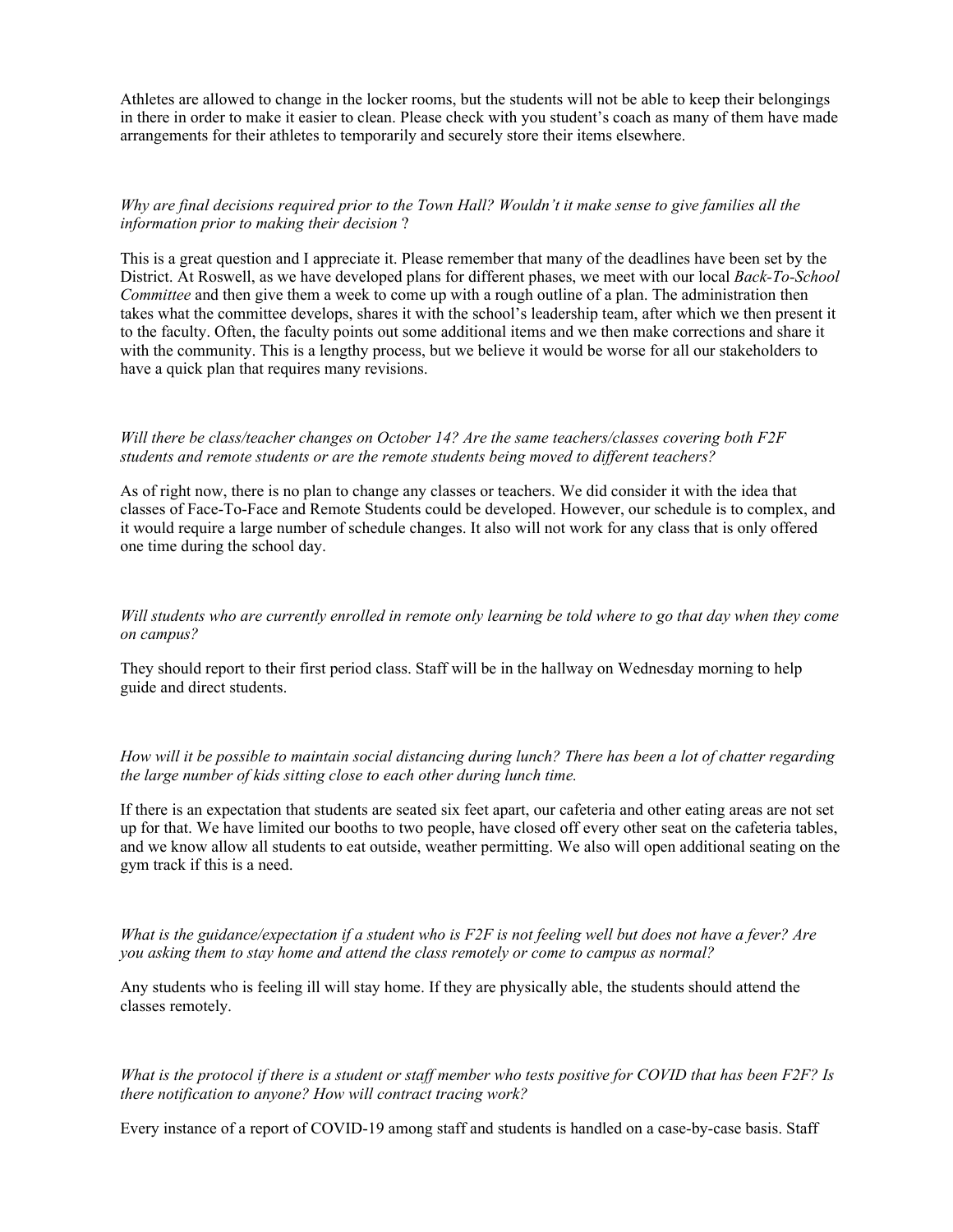Athletes are allowed to change in the locker rooms, but the students will not be able to keep their belongings in there in order to make it easier to clean. Please check with you student's coach as many of them have made arrangements for their athletes to temporarily and securely store their items elsewhere.

*Why are final decisions required prior to the Town Hall? Wouldn't it make sense to give families all the information prior to making their decision* ?

This is a great question and I appreciate it. Please remember that many of the deadlines have been set by the District. At Roswell, as we have developed plans for different phases, we meet with our local *Back-To-School Committee* and then give them a week to come up with a rough outline of a plan. The administration then takes what the committee develops, shares it with the school's leadership team, after which we then present it to the faculty. Often, the faculty points out some additional items and we then make corrections and share it with the community. This is a lengthy process, but we believe it would be worse for all our stakeholders to have a quick plan that requires many revisions.

*Will there be class/teacher changes on October 14? Are the same teachers/classes covering both F2F students and remote students or are the remote students being moved to different teachers?*

As of right now, there is no plan to change any classes or teachers. We did consider it with the idea that classes of Face-To-Face and Remote Students could be developed. However, our schedule is to complex, and it would require a large number of schedule changes. It also will not work for any class that is only offered one time during the school day.

*Will students who are currently enrolled in remote only learning be told where to go that day when they come on campus?*

They should report to their first period class. Staff will be in the hallway on Wednesday morning to help guide and direct students.

*How will it be possible to maintain social distancing during lunch? There has been a lot of chatter regarding the large number of kids sitting close to each other during lunch time.*

If there is an expectation that students are seated six feet apart, our cafeteria and other eating areas are not set up for that. We have limited our booths to two people, have closed off every other seat on the cafeteria tables, and we know allow all students to eat outside, weather permitting. We also will open additional seating on the gym track if this is a need.

*What is the guidance/expectation if a student who is F2F is not feeling well but does not have a fever? Are you asking them to stay home and attend the class remotely or come to campus as normal?*

Any students who is feeling ill will stay home. If they are physically able, the students should attend the classes remotely.

*What is the protocol if there is a student or staff member who tests positive for COVID that has been F2F? Is there notification to anyone? How will contract tracing work?*

Every instance of a report of COVID-19 among staff and students is handled on a case-by-case basis. Staff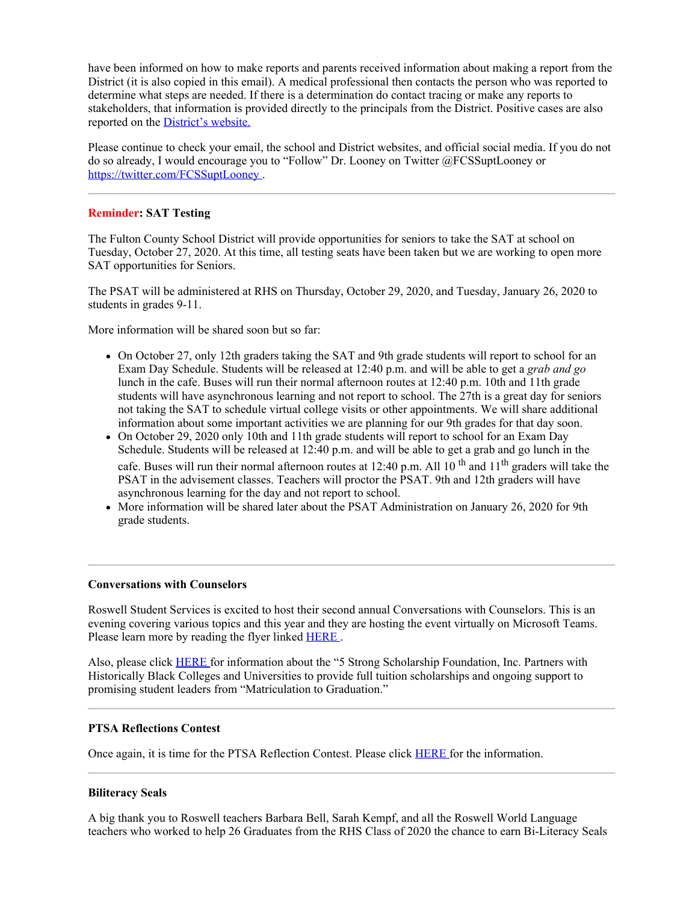have been informed on how to make reports and parents received information about making a report from the District (it is also copied in this email). A medical professional then contacts the person who was reported to determine what steps are needed. If there is a determination do contact tracing or make any reports to stakeholders, that information is provided directly to the principals from the District. Positive cases are also reported on the [District's website.](#)

Please continue to check your email, the school and District websites, and official social media. If you do not do so already, I would encourage you to "Follow" Dr. Looney on Twitter @FCSSuptLooney or [https://twitter.com/FCSSuptLooney](https://twitter.com/FCSSuptLooney) .

---

**Reminder: SAT Testing**

The Fulton County School District will provide opportunities for seniors to take the SAT at school on Tuesday, October 27, 2020. At this time, all testing seats have been taken but we are working to open more SAT opportunities for Seniors.

The PSAT will be administered at RHS on Thursday, October 29, 2020, and Tuesday, January 26, 2020 to students in grades 9-11.

More information will be shared soon but so far:

- On October 27, only 12th graders taking the SAT and 9th grade students will report to school for an Exam Day Schedule. Students will be released at 12:40 p.m. and will be able to get a *grab and go* lunch in the cafe. Buses will run their normal afternoon routes at 12:40 p.m. 10th and 11th grade students will have asynchronous learning and not report to school. The 27th is a great day for seniors not taking the SAT to schedule virtual college visits or other appointments. We will share additional information about some important activities we are planning for our 9th grades for that day soon.
- On October 29, 2020 only 10th and 11th grade students will report to school for an Exam Day Schedule. Students will be released at 12:40 p.m. and will be able to get a grab and go lunch in the cafe. Buses will run their normal afternoon routes at 12:40 p.m. All 10th and 11th graders will take the PSAT in the advisement classes. Teachers will proctor the PSAT. 9th and 12th graders will have asynchronous learning for the day and not report to school.
- More information will be shared later about the PSAT Administration on January 26, 2020 for 9th grade students.

---

**Conversations with Counselors**

Roswell Student Services is excited to host their second annual Conversations with Counselors. This is an evening covering various topics and this year and they are hosting the event virtually on Microsoft Teams. Please learn more by reading the flyer linked [HERE](#) .

Also, please click [HERE](#) for information about the "5 Strong Scholarship Foundation, Inc. Partners with Historically Black Colleges and Universities to provide full tuition scholarships and ongoing support to promising student leaders from "Matriculation to Graduation."

---

**PTSA Reflections Contest**

Once again, it is time for the PTSA Reflection Contest. Please click [HERE](#) for the information.

---

**Biliteracy Seals**

A big thank you to Roswell teachers Barbara Bell, Sarah Kempf, and all the Roswell World Language teachers who worked to help 26 Graduates from the RHS Class of 2020 the chance to earn Bi-Literacy Seals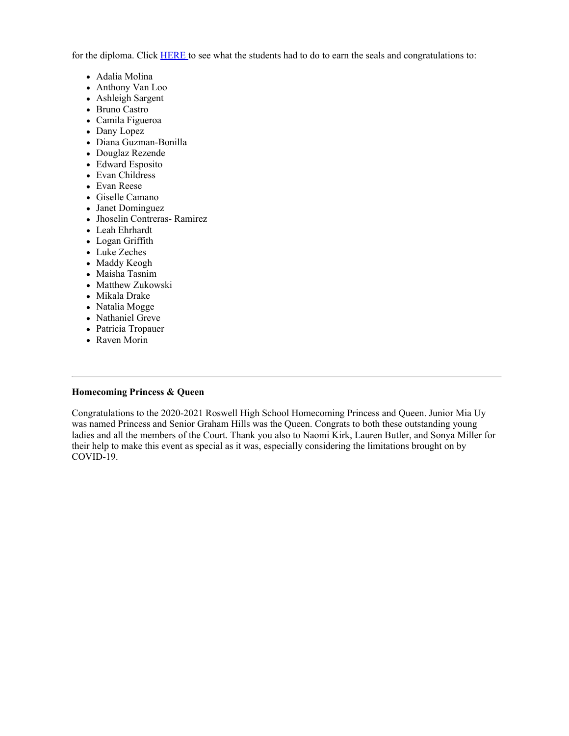for the diploma. Click [HERE ](#) to see what the students had to do to earn the seals and congratulations to:

- Adalia Molina
- Anthony Van Loo
- Ashleigh Sargent
- Bruno Castro
- Camila Figueroa
- Dany Lopez
- Diana Guzman-Bonilla
- Douglaz Rezende
- Edward Esposito
- Evan Childress
- Evan Reese
- Giselle Camano
- Janet Dominguez
- Jhoselin Contreras- Ramirez
- Leah Ehrhardt
- Logan Griffith
- Luke Zeches
- Maddy Keogh
- Maisha Tasnim
- Matthew Zukowski
- Mikala Drake
- Natalia Mogge
- Nathaniel Greve
- Patricia Tropauer
- Raven Morin

---

**Homecoming Princess & Queen**

Congratulations to the 2020-2021 Roswell High School Homecoming Princess and Queen. Junior Mia Uy was named Princess and Senior Graham Hills was the Queen. Congrats to both these outstanding young ladies and all the members of the Court. Thank you also to Naomi Kirk, Lauren Butler, and Sonya Miller for their help to make this event as special as it was, especially considering the limitations brought on by COVID-19.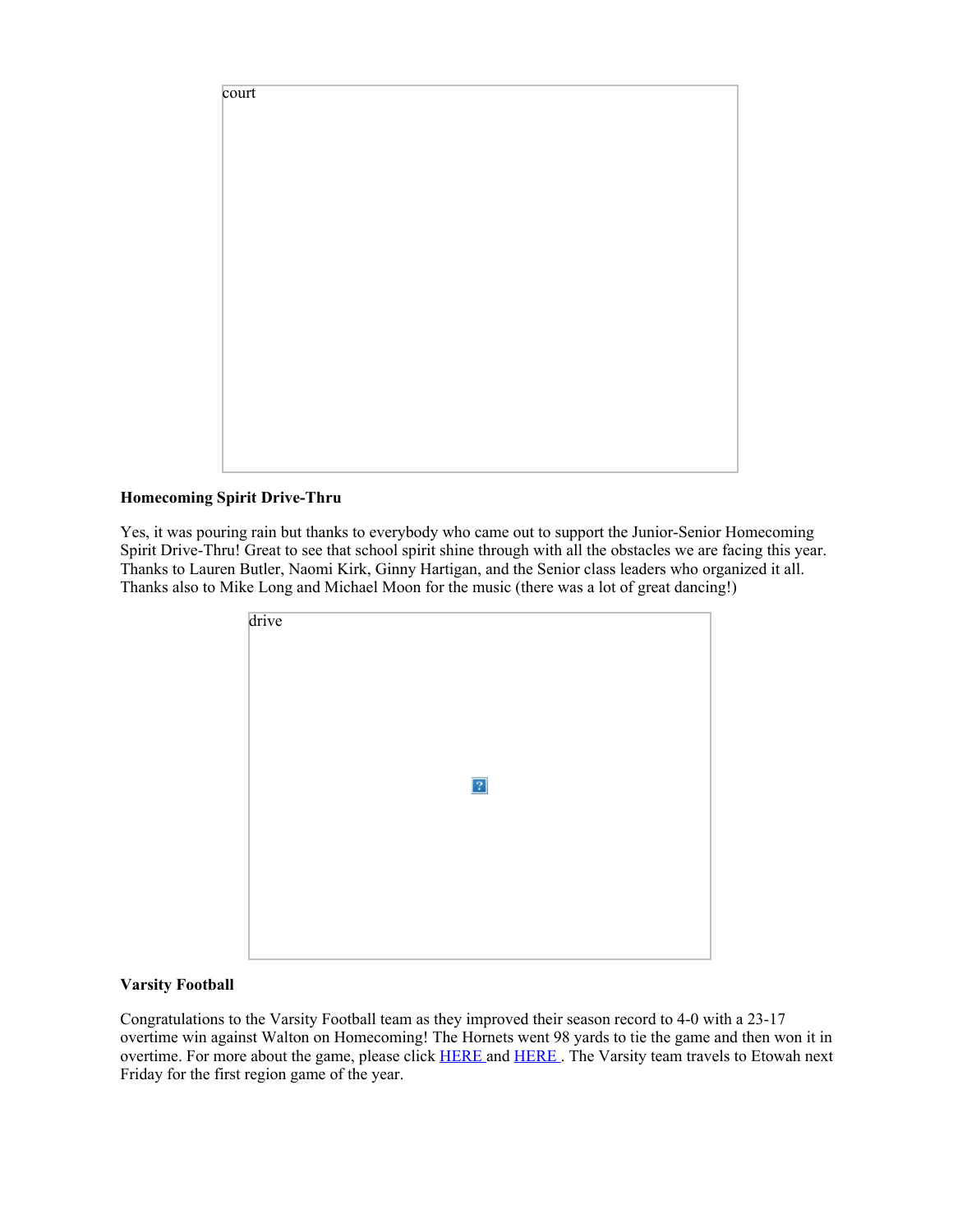court

**Homecoming Spirit Drive-Thru**

Yes, it was pouring rain but thanks to everybody who came out to support the Junior-Senior Homecoming Spirit Drive-Thru! Great to see that school spirit shine through with all the obstacles we are facing this year. Thanks to Lauren Butler, Naomi Kirk, Ginny Hartigan, and the Senior class leaders who organized it all. Thanks also to Mike Long and Michael Moon for the music (there was a lot of great dancing!)

drive

**Varsity Football**

Congratulations to the Varsity Football team as they improved their season record to 4-0 with a 23-17 overtime win against Walton on Homecoming! The Hornets went 98 yards to tie the game and then won it in overtime. For more about the game, please click HERE and HERE . The Varsity team travels to Etowah next Friday for the first region game of the year.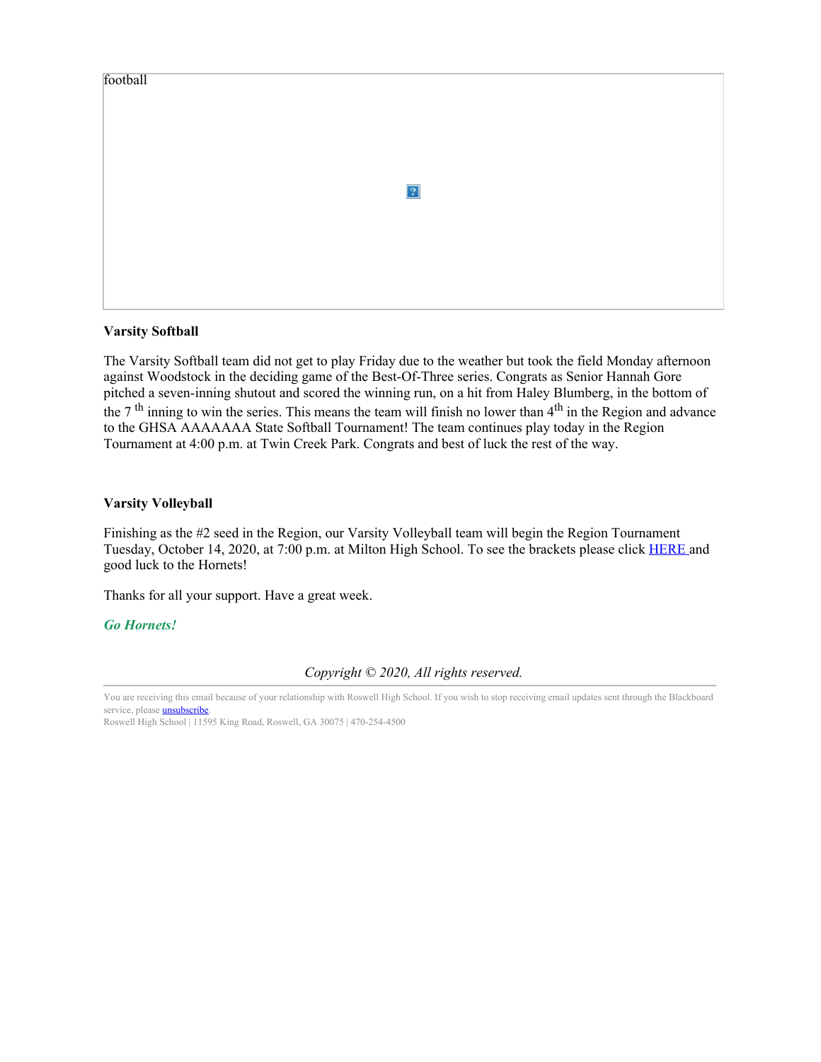football

**Varsity Softball**

The Varsity Softball team did not get to play Friday due to the weather but took the field Monday afternoon against Woodstock in the deciding game of the Best-Of-Three series. Congrats as Senior Hannah Gore pitched a seven-inning shutout and scored the winning run, on a hit from Haley Blumberg, in the bottom of the 7 th inning to win the series. This means the team will finish no lower than 4th in the Region and advance to the GHSA AAAAAAA State Softball Tournament! The team continues play today in the Region Tournament at 4:00 p.m. at Twin Creek Park. Congrats and best of luck the rest of the way.

**Varsity Volleyball**

Finishing as the #2 seed in the Region, our Varsity Volleyball team will begin the Region Tournament Tuesday, October 14, 2020, at 7:00 p.m. at Milton High School. To see the brackets please click HERE and good luck to the Hornets!

Thanks for all your support. Have a great week.

***Go Hornets!***

*Copyright © 2020, All rights reserved.*

---

You are receiving this email because of your relationship with Roswell High School. If you wish to stop receiving email updates sent through the Blackboard service, please unsubscribe.
Roswell High School | 11595 King Road, Roswell, GA 30075 | 470-254-4500